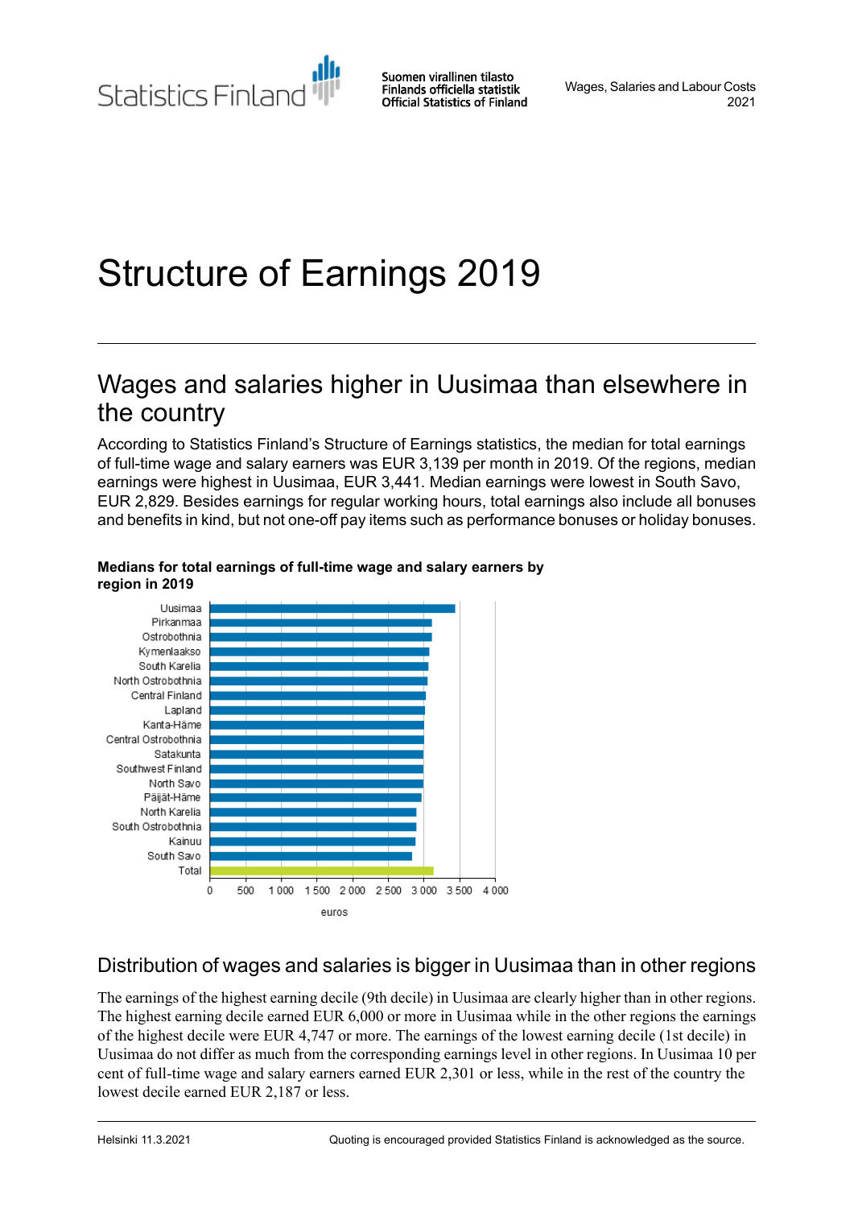# Structure of Earnings 2019

## Wages and salaries higher in Uusimaa than elsewhere in the country

According to Statistics Finland's Structure of Earnings statistics, the median for total earnings of full-time wage and salary earners was EUR 3,139 per month in 2019. Of the regions, median earnings were highest in Uusimaa, EUR 3,441. Median earnings were lowest in South Savo, EUR 2,829. Besides earnings for regular working hours, total earnings also include all bonuses and benefits in kind, but not one-off pay items such as performance bonuses or holiday bonuses.

**Medians for total earnings of full-time wage and salary earners by region in 2019**

Uusimaa
Pirkanmaa
Ostrobothnia
Kymenlaakso
South Karelia
North Ostrobothnia
Central Finland
Lapland
Kanta-Häme
Central Ostrobothnia
Satakunta
Southwest Finland
North Savo
Päijät-Häme
North Karelia
South Ostrobothnia
Kainuu
South Savo
Total

0 500 1 000 1 500 2 000 2 500 3 000 3 500 4 000

euros

## Distribution of wages and salaries is bigger in Uusimaa than in other regions

The earnings of the highest earning decile (9th decile) in Uusimaa are clearly higher than in other regions. The highest earning decile earned EUR 6,000 or more in Uusimaa while in the other regions the earnings of the highest decile were EUR 4,747 or more. The earnings of the lowest earning decile (1st decile) in Uusimaa do not differ as much from the corresponding earnings level in other regions. In Uusimaa 10 per cent of full-time wage and salary earners earned EUR 2,301 or less, while in the rest of the country the lowest decile earned EUR 2,187 or less.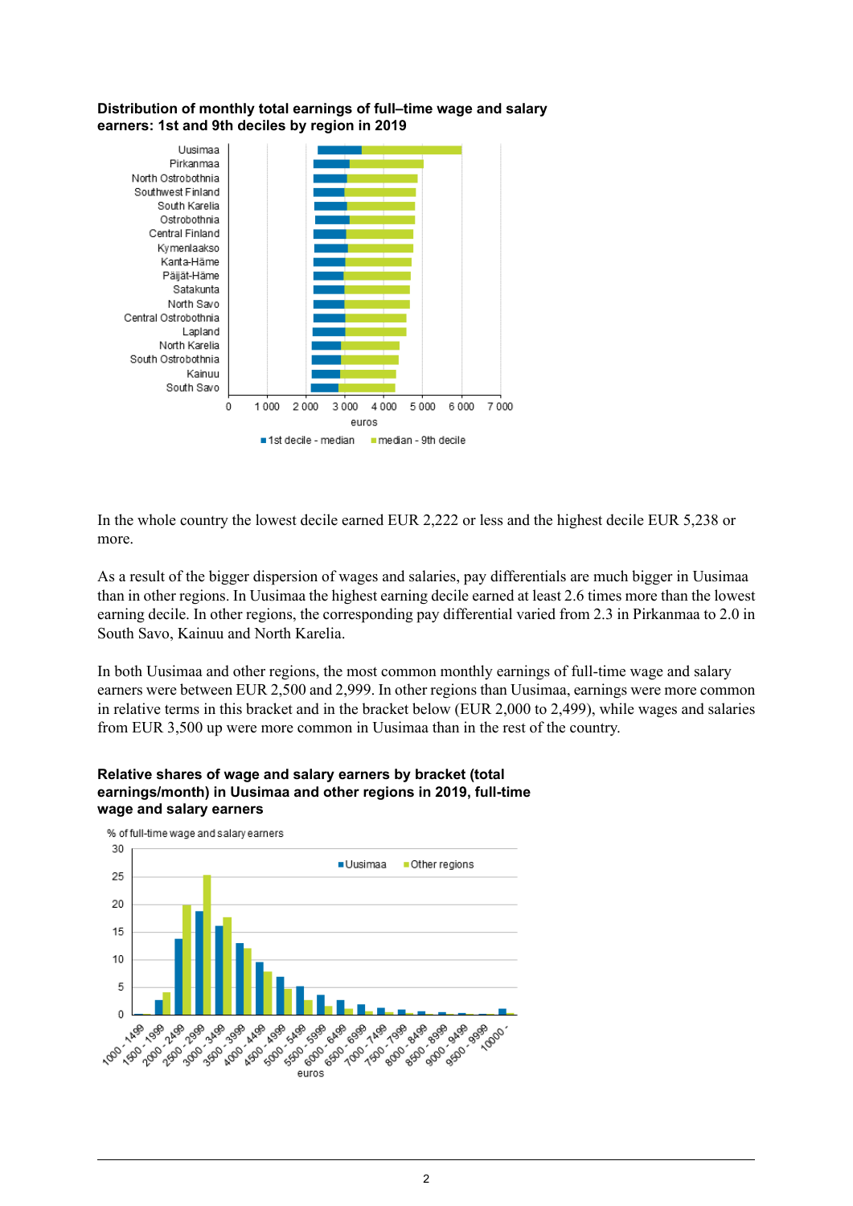**Distribution of monthly total earnings of full–time wage and salary earners: 1st and 9th deciles by region in 2019**

In the whole country the lowest decile earned EUR 2,222 or less and the highest decile EUR 5,238 or more.

As a result of the bigger dispersion of wages and salaries, pay differentials are much bigger in Uusimaa than in other regions. In Uusimaa the highest earning decile earned at least 2.6 times more than the lowest earning decile. In other regions, the corresponding pay differential varied from 2.3 in Pirkanmaa to 2.0 in South Savo, Kainuu and North Karelia.

In both Uusimaa and other regions, the most common monthly earnings of full-time wage and salary earners were between EUR 2,500 and 2,999. In other regions than Uusimaa, earnings were more common in relative terms in this bracket and in the bracket below (EUR 2,000 to 2,499), while wages and salaries from EUR 3,500 up were more common in Uusimaa than in the rest of the country.

**Relative shares of wage and salary earners by bracket (total earnings/month) in Uusimaa and other regions in 2019, full-time wage and salary earners**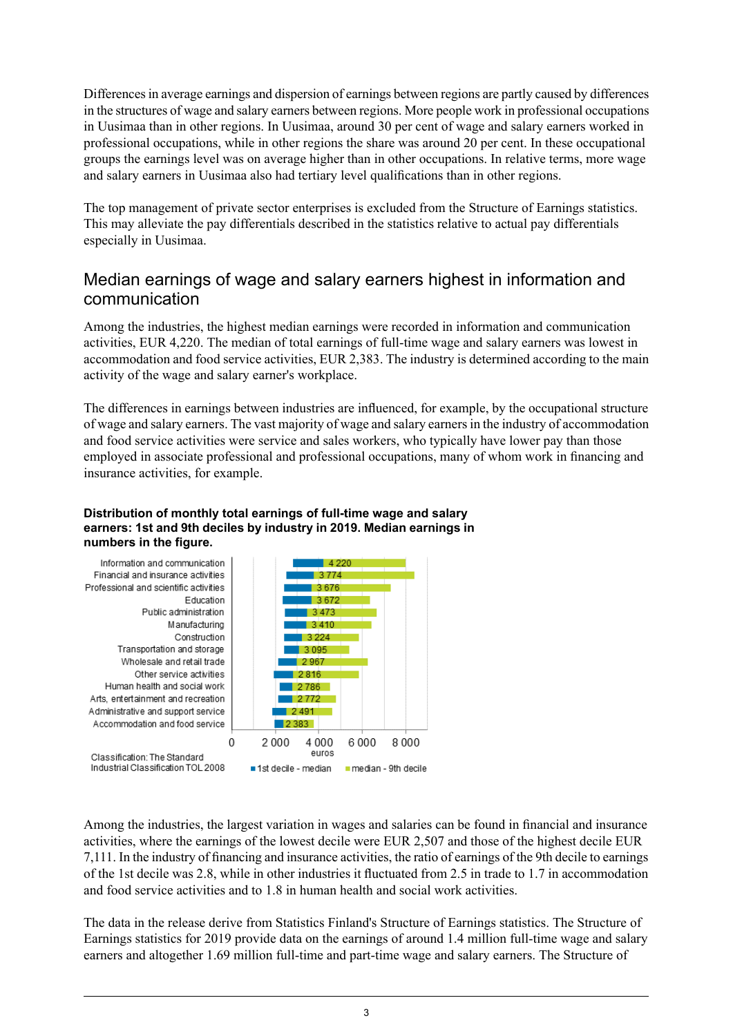Differences in average earnings and dispersion of earnings between regions are partly caused by differences in the structures of wage and salary earners between regions. More people work in professional occupations in Uusimaa than in other regions. In Uusimaa, around 30 per cent of wage and salary earners worked in professional occupations, while in other regions the share was around 20 per cent. In these occupational groups the earnings level was on average higher than in other occupations. In relative terms, more wage and salary earners in Uusimaa also had tertiary level qualifications than in other regions.

The top management of private sector enterprises is excluded from the Structure of Earnings statistics. This may alleviate the pay differentials described in the statistics relative to actual pay differentials especially in Uusimaa.

## Median earnings of wage and salary earners highest in information and communication

Among the industries, the highest median earnings were recorded in information and communication activities, EUR 4,220. The median of total earnings of full-time wage and salary earners was lowest in accommodation and food service activities, EUR 2,383. The industry is determined according to the main activity of the wage and salary earner's workplace.

The differences in earnings between industries are influenced, for example, by the occupational structure of wage and salary earners. The vast majority of wage and salary earners in the industry of accommodation and food service activities were service and sales workers, who typically have lower pay than those employed in associate professional and professional occupations, many of whom work in financing and insurance activities, for example.

**Distribution of monthly total earnings of full-time wage and salary earners: 1st and 9th deciles by industry in 2019. Median earnings in numbers in the figure.**

| Industry | Median (euros) |
|---|---|
| Information and communication | 4 220 |
| Financial and insurance activities | 3 774 |
| Professional and scientific activities | 3 676 |
| Education | 3 672 |
| Public administration | 3 473 |
| Manufacturing | 3 410 |
| Construction | 3 224 |
| Transportation and storage | 3 095 |
| Wholesale and retail trade | 2 967 |
| Other service activities | 2 816 |
| Human health and social work | 2 786 |
| Arts, entertainment and recreation | 2 772 |
| Administrative and support service | 2 491 |
| Accommodation and food service | 2 383 |

1st decile - median; median - 9th decile

Classification: The Standard Industrial Classification TOL 2008

Among the industries, the largest variation in wages and salaries can be found in financial and insurance activities, where the earnings of the lowest decile were EUR 2,507 and those of the highest decile EUR 7,111. In the industry of financing and insurance activities, the ratio of earnings of the 9th decile to earnings of the 1st decile was 2.8, while in other industries it fluctuated from 2.5 in trade to 1.7 in accommodation and food service activities and to 1.8 in human health and social work activities.

The data in the release derive from Statistics Finland's Structure of Earnings statistics. The Structure of Earnings statistics for 2019 provide data on the earnings of around 1.4 million full-time wage and salary earners and altogether 1.69 million full-time and part-time wage and salary earners. The Structure of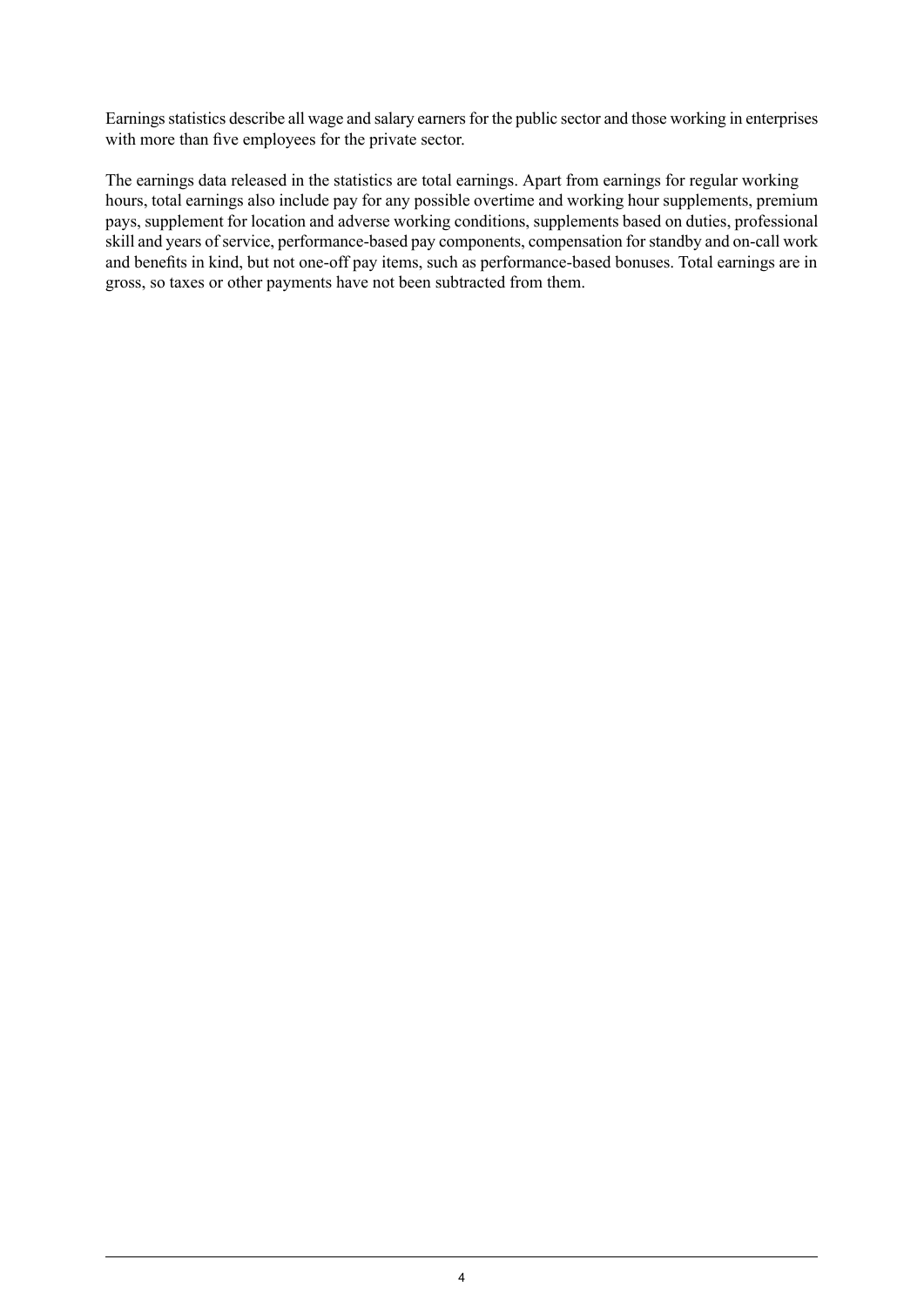Earnings statistics describe all wage and salary earners for the public sector and those working in enterprises with more than five employees for the private sector.

The earnings data released in the statistics are total earnings. Apart from earnings for regular working hours, total earnings also include pay for any possible overtime and working hour supplements, premium pays, supplement for location and adverse working conditions, supplements based on duties, professional skill and years of service, performance-based pay components, compensation for standby and on-call work and benefits in kind, but not one-off pay items, such as performance-based bonuses. Total earnings are in gross, so taxes or other payments have not been subtracted from them.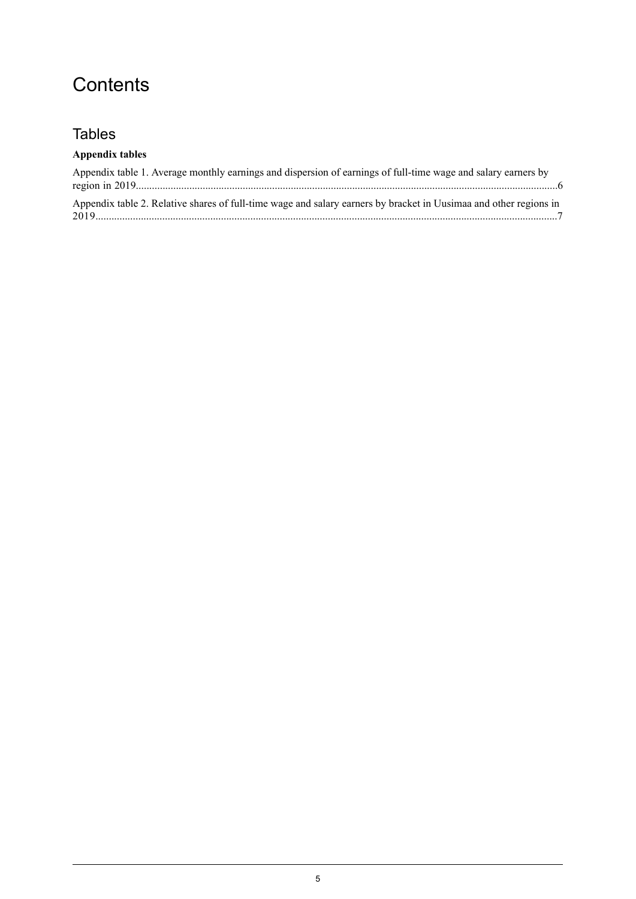# Contents

## Tables

**Appendix tables**

Appendix table 1. Average monthly earnings and dispersion of earnings of full-time wage and salary earners by region in 2019....................................................................................................................................................6

Appendix table 2. Relative shares of full-time wage and salary earners by bracket in Uusimaa and other regions in 2019....................................................................................................................................................7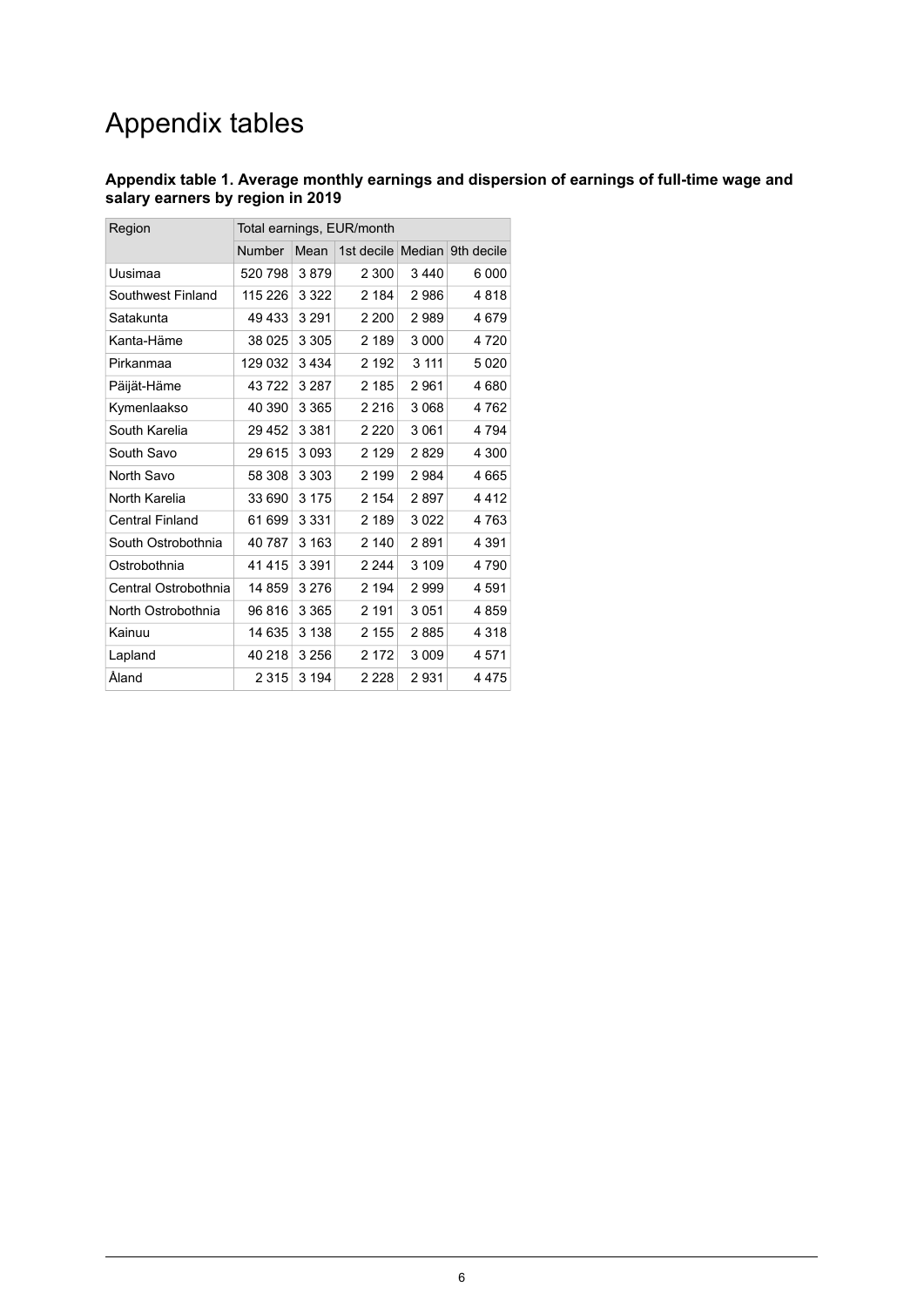# Appendix tables

**Appendix table 1. Average monthly earnings and dispersion of earnings of full-time wage and salary earners by region in 2019**

| Region | Total earnings, EUR/month | | | | |
|---|---|---|---|---|---|
| | Number | Mean | 1st decile | Median | 9th decile |
| Uusimaa | 520 798 | 3 879 | 2 300 | 3 440 | 6 000 |
| Southwest Finland | 115 226 | 3 322 | 2 184 | 2 986 | 4 818 |
| Satakunta | 49 433 | 3 291 | 2 200 | 2 989 | 4 679 |
| Kanta-Häme | 38 025 | 3 305 | 2 189 | 3 000 | 4 720 |
| Pirkanmaa | 129 032 | 3 434 | 2 192 | 3 111 | 5 020 |
| Päijät-Häme | 43 722 | 3 287 | 2 185 | 2 961 | 4 680 |
| Kymenlaakso | 40 390 | 3 365 | 2 216 | 3 068 | 4 762 |
| South Karelia | 29 452 | 3 381 | 2 220 | 3 061 | 4 794 |
| South Savo | 29 615 | 3 093 | 2 129 | 2 829 | 4 300 |
| North Savo | 58 308 | 3 303 | 2 199 | 2 984 | 4 665 |
| North Karelia | 33 690 | 3 175 | 2 154 | 2 897 | 4 412 |
| Central Finland | 61 699 | 3 331 | 2 189 | 3 022 | 4 763 |
| South Ostrobothnia | 40 787 | 3 163 | 2 140 | 2 891 | 4 391 |
| Ostrobothnia | 41 415 | 3 391 | 2 244 | 3 109 | 4 790 |
| Central Ostrobothnia | 14 859 | 3 276 | 2 194 | 2 999 | 4 591 |
| North Ostrobothnia | 96 816 | 3 365 | 2 191 | 3 051 | 4 859 |
| Kainuu | 14 635 | 3 138 | 2 155 | 2 885 | 4 318 |
| Lapland | 40 218 | 3 256 | 2 172 | 3 009 | 4 571 |
| Åland | 2 315 | 3 194 | 2 228 | 2 931 | 4 475 |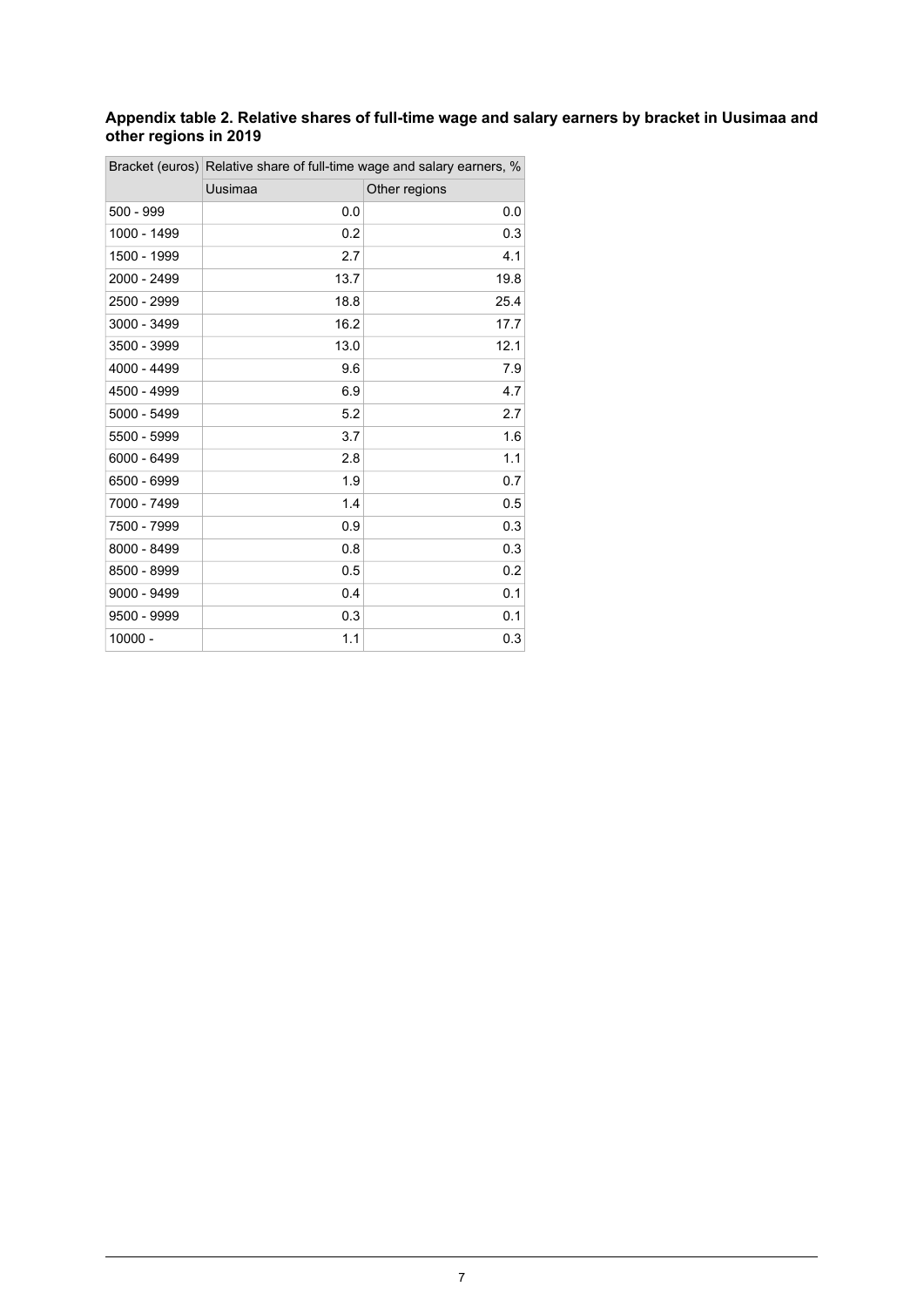**Appendix table 2. Relative shares of full-time wage and salary earners by bracket in Uusimaa and other regions in 2019**

| Bracket (euros) | Relative share of full-time wage and salary earners, % | |
|---|---|---|
| | Uusimaa | Other regions |
| 500 - 999 | 0.0 | 0.0 |
| 1000 - 1499 | 0.2 | 0.3 |
| 1500 - 1999 | 2.7 | 4.1 |
| 2000 - 2499 | 13.7 | 19.8 |
| 2500 - 2999 | 18.8 | 25.4 |
| 3000 - 3499 | 16.2 | 17.7 |
| 3500 - 3999 | 13.0 | 12.1 |
| 4000 - 4499 | 9.6 | 7.9 |
| 4500 - 4999 | 6.9 | 4.7 |
| 5000 - 5499 | 5.2 | 2.7 |
| 5500 - 5999 | 3.7 | 1.6 |
| 6000 - 6499 | 2.8 | 1.1 |
| 6500 - 6999 | 1.9 | 0.7 |
| 7000 - 7499 | 1.4 | 0.5 |
| 7500 - 7999 | 0.9 | 0.3 |
| 8000 - 8499 | 0.8 | 0.3 |
| 8500 - 8999 | 0.5 | 0.2 |
| 9000 - 9499 | 0.4 | 0.1 |
| 9500 - 9999 | 0.3 | 0.1 |
| 10000 - | 1.1 | 0.3 |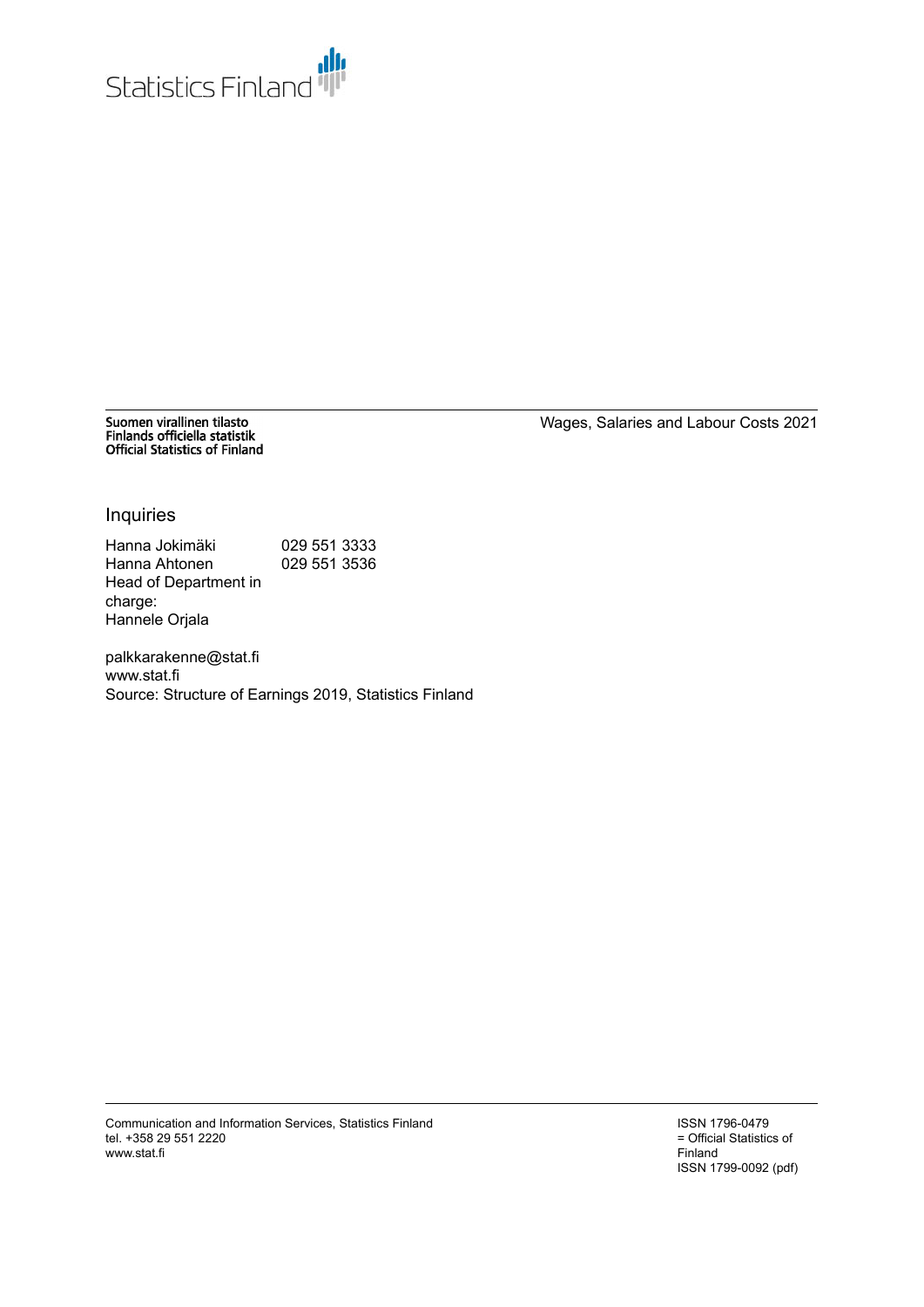Statistics Finland

Suomen virallinen tilasto
Finlands officiella statistik
Official Statistics of Finland

Wages, Salaries and Labour Costs 2021

## Inquiries

| | |
|---|---|
| Hanna Jokimäki | 029 551 3333 |
| Hanna Ahtonen | 029 551 3536 |
| Head of Department in charge: Hannele Orjala | |

palkkarakenne@stat.fi
www.stat.fi
Source: Structure of Earnings 2019, Statistics Finland

Communication and Information Services, Statistics Finland
tel. +358 29 551 2220
www.stat.fi

ISSN 1796-0479
= Official Statistics of Finland
ISSN 1799-0092 (pdf)